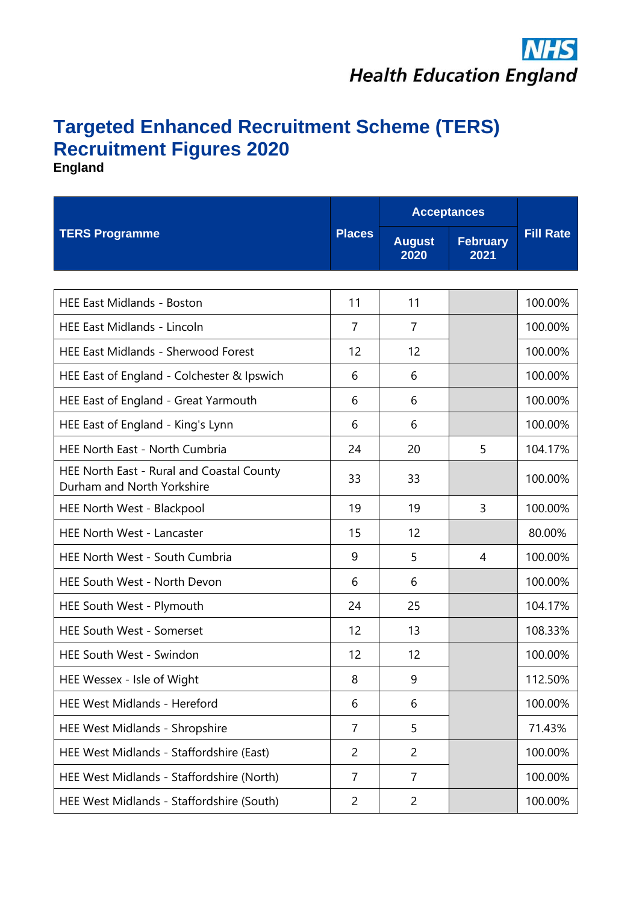NHS Health Education England

# Targeted Enhanced Recruitment Scheme (TERS) Recruitment Figures 2020

**England**

| TERS Programme | Places | Acceptances | | Fill Rate |
|---|---|---|---|---|
| | | August 2020 | February 2021 | |
| HEE East Midlands - Boston | 11 | 11 | | 100.00% |
| HEE East Midlands - Lincoln | 7 | 7 | | 100.00% |
| HEE East Midlands - Sherwood Forest | 12 | 12 | | 100.00% |
| HEE East of England - Colchester & Ipswich | 6 | 6 | | 100.00% |
| HEE East of England - Great Yarmouth | 6 | 6 | | 100.00% |
| HEE East of England - King's Lynn | 6 | 6 | | 100.00% |
| HEE North East - North Cumbria | 24 | 20 | 5 | 104.17% |
| HEE North East - Rural and Coastal County Durham and North Yorkshire | 33 | 33 | | 100.00% |
| HEE North West - Blackpool | 19 | 19 | 3 | 100.00% |
| HEE North West - Lancaster | 15 | 12 | | 80.00% |
| HEE North West - South Cumbria | 9 | 5 | 4 | 100.00% |
| HEE South West - North Devon | 6 | 6 | | 100.00% |
| HEE South West - Plymouth | 24 | 25 | | 104.17% |
| HEE South West - Somerset | 12 | 13 | | 108.33% |
| HEE South West - Swindon | 12 | 12 | | 100.00% |
| HEE Wessex - Isle of Wight | 8 | 9 | | 112.50% |
| HEE West Midlands - Hereford | 6 | 6 | | 100.00% |
| HEE West Midlands - Shropshire | 7 | 5 | | 71.43% |
| HEE West Midlands - Staffordshire (East) | 2 | 2 | | 100.00% |
| HEE West Midlands - Staffordshire (North) | 7 | 7 | | 100.00% |
| HEE West Midlands - Staffordshire (South) | 2 | 2 | | 100.00% |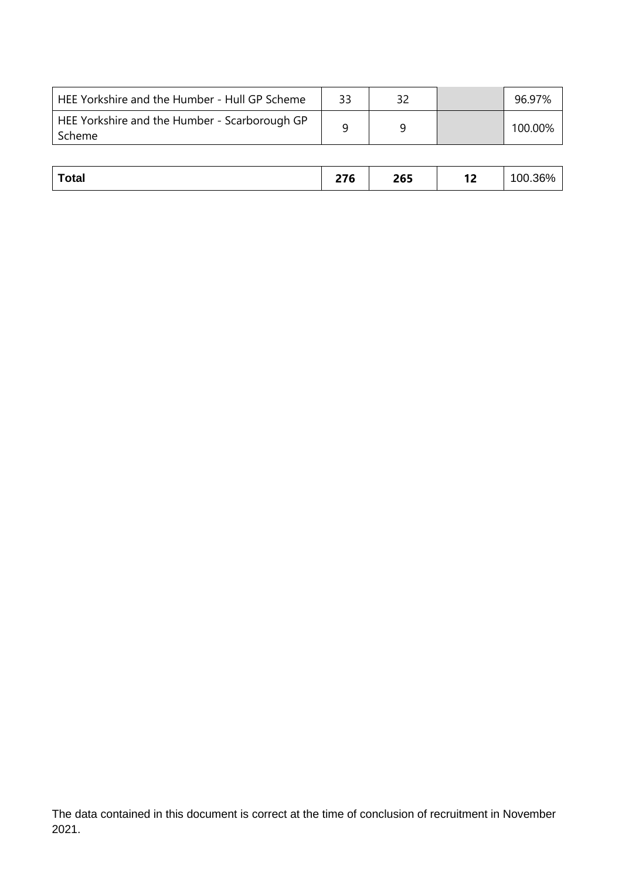| | | | | |
|---|---|---|---|---|
| HEE Yorkshire and the Humber - Hull GP Scheme | 33 | 32 | | 96.97% |
| HEE Yorkshire and the Humber - Scarborough GP Scheme | 9 | 9 | | 100.00% |
| **Total** | **276** | **265** | **12** | 100.36% |

The data contained in this document is correct at the time of conclusion of recruitment in November 2021.